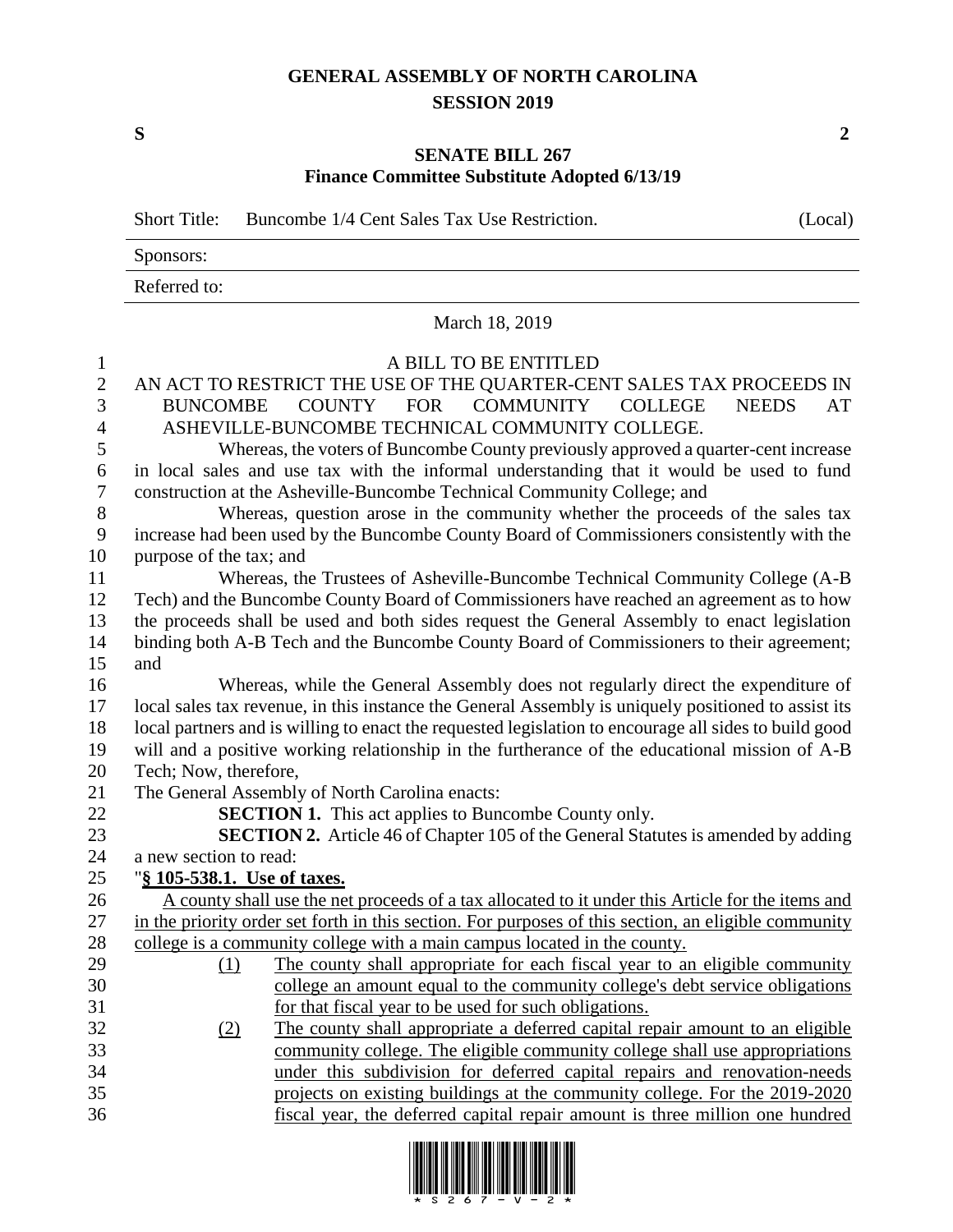# GENERAL ASSEMBLY OF NORTH CAROLINA
## SESSION 2019

**S** **2**

## SENATE BILL 267
### Finance Committee Substitute Adopted 6/13/19

Short Title: Buncombe 1/4 Cent Sales Tax Use Restriction. (Local)

Sponsors:

Referred to:

March 18, 2019

A BILL TO BE ENTITLED

AN ACT TO RESTRICT THE USE OF THE QUARTER-CENT SALES TAX PROCEEDS IN BUNCOMBE COUNTY FOR COMMUNITY COLLEGE NEEDS AT ASHEVILLE-BUNCOMBE TECHNICAL COMMUNITY COLLEGE.

Whereas, the voters of Buncombe County previously approved a quarter-cent increase in local sales and use tax with the informal understanding that it would be used to fund construction at the Asheville-Buncombe Technical Community College; and

Whereas, question arose in the community whether the proceeds of the sales tax increase had been used by the Buncombe County Board of Commissioners consistently with the purpose of the tax; and

Whereas, the Trustees of Asheville-Buncombe Technical Community College (A-B Tech) and the Buncombe County Board of Commissioners have reached an agreement as to how the proceeds shall be used and both sides request the General Assembly to enact legislation binding both A-B Tech and the Buncombe County Board of Commissioners to their agreement; and

Whereas, while the General Assembly does not regularly direct the expenditure of local sales tax revenue, in this instance the General Assembly is uniquely positioned to assist its local partners and is willing to enact the requested legislation to encourage all sides to build good will and a positive working relationship in the furtherance of the educational mission of A-B Tech; Now, therefore,

The General Assembly of North Carolina enacts:

**SECTION 1.** This act applies to Buncombe County only.

**SECTION 2.** Article 46 of Chapter 105 of the General Statutes is amended by adding a new section to read:

"**§ 105-538.1. Use of taxes.**

A county shall use the net proceeds of a tax allocated to it under this Article for the items and in the priority order set forth in this section. For purposes of this section, an eligible community college is a community college with a main campus located in the county.

(1) The county shall appropriate for each fiscal year to an eligible community college an amount equal to the community college's debt service obligations for that fiscal year to be used for such obligations.

(2) The county shall appropriate a deferred capital repair amount to an eligible community college. The eligible community college shall use appropriations under this subdivision for deferred capital repairs and renovation-needs projects on existing buildings at the community college. For the 2019-2020 fiscal year, the deferred capital repair amount is three million one hundred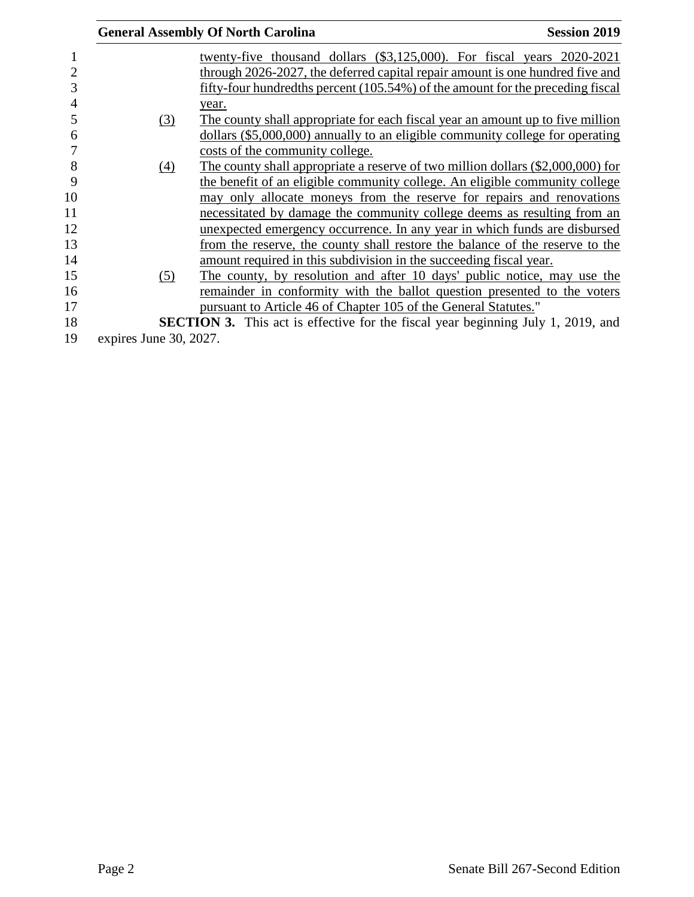twenty-five thousand dollars ($3,125,000). For fiscal years 2020-2021 through 2026-2027, the deferred capital repair amount is one hundred five and fifty-four hundredths percent (105.54%) of the amount for the preceding fiscal year.

(3) The county shall appropriate for each fiscal year an amount up to five million dollars ($5,000,000) annually to an eligible community college for operating costs of the community college.

(4) The county shall appropriate a reserve of two million dollars ($2,000,000) for the benefit of an eligible community college. An eligible community college may only allocate moneys from the reserve for repairs and renovations necessitated by damage the community college deems as resulting from an unexpected emergency occurrence. In any year in which funds are disbursed from the reserve, the county shall restore the balance of the reserve to the amount required in this subdivision in the succeeding fiscal year.

(5) The county, by resolution and after 10 days' public notice, may use the remainder in conformity with the ballot question presented to the voters pursuant to Article 46 of Chapter 105 of the General Statutes."

**SECTION 3.** This act is effective for the fiscal year beginning July 1, 2019, and expires June 30, 2027.